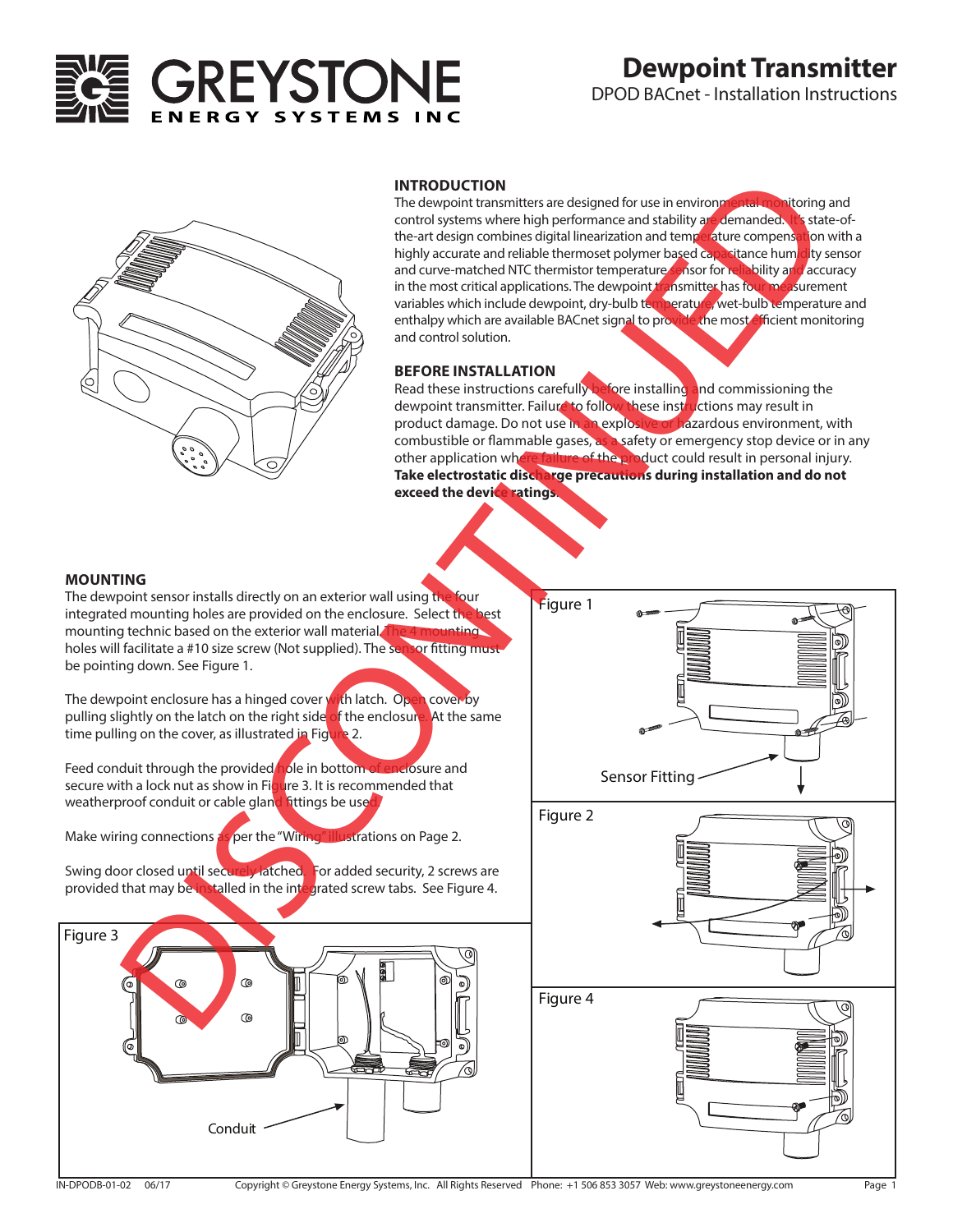# Dewpoint Transmitter

DPOD BACnet - Installation Instructions

DISCONTINUED

## INTRODUCTION

The dewpoint transmitters are designed for use in environmental monitoring and control systems where high performance and stability are demanded. It's state-of-the-art design combines digital linearization and temperature compensation with a highly accurate and reliable thermoset polymer based capacitance humidity sensor and curve-matched NTC thermistor temperature sensor for reliability and accuracy in the most critical applications. The dewpoint transmitter has four measurement variables which include dewpoint, dry-bulb temperature, wet-bulb temperature and enthalpy which are available BACnet signal to provide the most efficient monitoring and control solution.

## BEFORE INSTALLATION

Read these instructions carefully before installing and commissioning the dewpoint transmitter. Failure to follow these instructions may result in product damage. Do not use in an explosive or hazardous environment, with combustible or flammable gases, as a safety or emergency stop device or in any other application where failure of the product could result in personal injury. **Take electrostatic discharge precautions during installation and do not exceed the device ratings.**

## MOUNTING

The dewpoint sensor installs directly on an exterior wall using the four integrated mounting holes are provided on the enclosure. Select the best mounting technic based on the exterior wall material. The 4 mounting holes will facilitate a #10 size screw (Not supplied). The sensor fitting must be pointing down. See Figure 1.

The dewpoint enclosure has a hinged cover with latch. Open cover by pulling slightly on the latch on the right side of the enclosure. At the same time pulling on the cover, as illustrated in Figure 2.

Feed conduit through the provided hole in bottom of enclosure and secure with a lock nut as show in Figure 3. It is recommended that weatherproof conduit or cable gland fittings be used.

Make wiring connections as per the "Wiring" illustrations on Page 2.

Swing door closed until securely latched. For added security, 2 screws are provided that may be installed in the integrated screw tabs. See Figure 4.

Figure 1

Sensor Fitting

Figure 2

Figure 3

Conduit

Figure 4

IN-DPODB-01-02 06/17 Copyright © Greystone Energy Systems, Inc. All Rights Reserved Phone: +1 506 853 3057 Web: www.greystoneenergy.com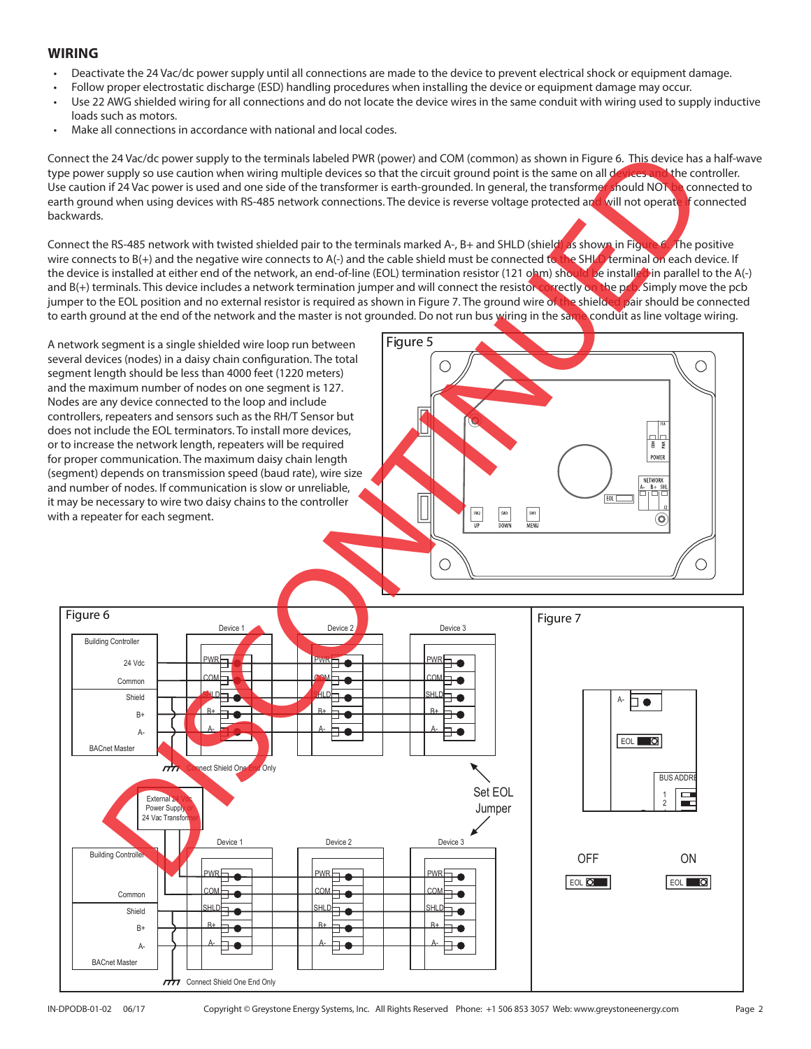## WIRING

- Deactivate the 24 Vac/dc power supply until all connections are made to the device to prevent electrical shock or equipment damage.
- Follow proper electrostatic discharge (ESD) handling procedures when installing the device or equipment damage may occur.
- Use 22 AWG shielded wiring for all connections and do not locate the device wires in the same conduit with wiring used to supply inductive loads such as motors.
- Make all connections in accordance with national and local codes.

Connect the 24 Vac/dc power supply to the terminals labeled PWR (power) and COM (common) as shown in Figure 6. This device has a half-wave type power supply so use caution when wiring multiple devices so that the circuit ground point is the same on all devices and the controller. Use caution if 24 Vac power is used and one side of the transformer is earth-grounded. In general, the transformer should NOT be connected to earth ground when using devices with RS-485 network connections. The device is reverse voltage protected and will not operate if connected backwards.

Connect the RS-485 network with twisted shielded pair to the terminals marked A-, B+ and SHLD (shield) as shown in Figure 6. The positive wire connects to B(+) and the negative wire connects to A(-) and the cable shield must be connected to the SHLD terminal on each device. If the device is installed at either end of the network, an end-of-line (EOL) termination resistor (121 ohm) should be installed in parallel to the A(-) and B(+) terminals. This device includes a network termination jumper and will connect the resistor correctly on the pcb. Simply move the pcb jumper to the EOL position and no external resistor is required as shown in Figure 7. The ground wire of the shielded pair should be connected to earth ground at the end of the network and the master is not grounded. Do not run bus wiring in the same conduit as line voltage wiring.

A network segment is a single shielded wire loop run between several devices (nodes) in a daisy chain configuration. The total segment length should be less than 4000 feet (1220 meters) and the maximum number of nodes on one segment is 127. Nodes are any device connected to the loop and include controllers, repeaters and sensors such as the RH/T Sensor but does not include the EOL terminators. To install more devices, or to increase the network length, repeaters will be required for proper communication. The maximum daisy chain length (segment) depends on transmission speed (baud rate), wire size and number of nodes. If communication is slow or unreliable, it may be necessary to wire two daisy chains to the controller with a repeater for each segment.

Figure 5

Figure 6

Figure 7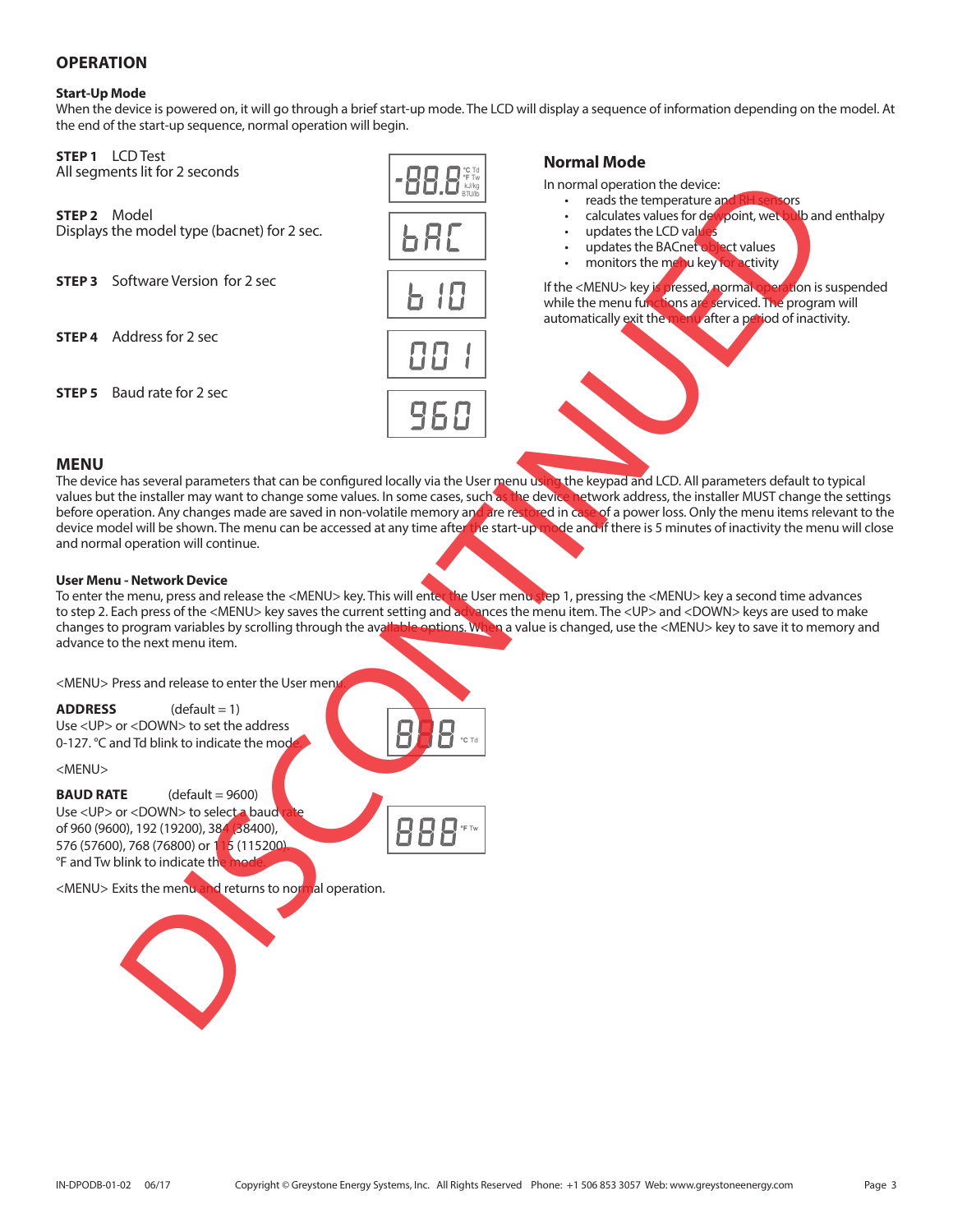## OPERATION

### Start-Up Mode

When the device is powered on, it will go through a brief start-up mode. The LCD will display a sequence of information depending on the model. At the end of the start-up sequence, normal operation will begin.

**STEP 1** LCD Test
All segments lit for 2 seconds

-88.8 °C Td °F Tw kJ/kg BTU/lb

**STEP 2** Model
Displays the model type (bacnet) for 2 sec.

bAC

**STEP 3** Software Version for 2 sec

b 10

**STEP 4** Address for 2 sec

001

**STEP 5** Baud rate for 2 sec

960

### Normal Mode

In normal operation the device:

- reads the temperature and RH sensors
- calculates values for dewpoint, wet bulb and enthalpy
- updates the LCD values
- updates the BACnet object values
- monitors the menu key for activity

If the <MENU> key is pressed, normal operation is suspended while the menu functions are serviced. The program will automatically exit the menu after a period of inactivity.

## MENU

The device has several parameters that can be configured locally via the User menu using the keypad and LCD. All parameters default to typical values but the installer may want to change some values. In some cases, such as the device network address, the installer MUST change the settings before operation. Any changes made are saved in non-volatile memory and are restored in case of a power loss. Only the menu items relevant to the device model will be shown. The menu can be accessed at any time after the start-up mode and if there is 5 minutes of inactivity the menu will close and normal operation will continue.

### User Menu - Network Device

To enter the menu, press and release the <MENU> key. This will enter the User menu step 1, pressing the <MENU> key a second time advances to step 2. Each press of the <MENU> key saves the current setting and advances the menu item. The <UP> and <DOWN> keys are used to make changes to program variables by scrolling through the available options. When a value is changed, use the <MENU> key to save it to memory and advance to the next menu item.

<MENU> Press and release to enter the User menu.

**ADDRESS** (default = 1)
Use <UP> or <DOWN> to set the address 0-127. °C and Td blink to indicate the mode.

888 °C Td

<MENU>

**BAUD RATE** (default = 9600)
Use <UP> or <DOWN> to select a baud rate of 960 (9600), 192 (19200), 384 (38400), 576 (57600), 768 (76800) or 115 (115200). °F and Tw blink to indicate the mode.

888 °F Tw

<MENU> Exits the menu and returns to normal operation.

DISCONTINUED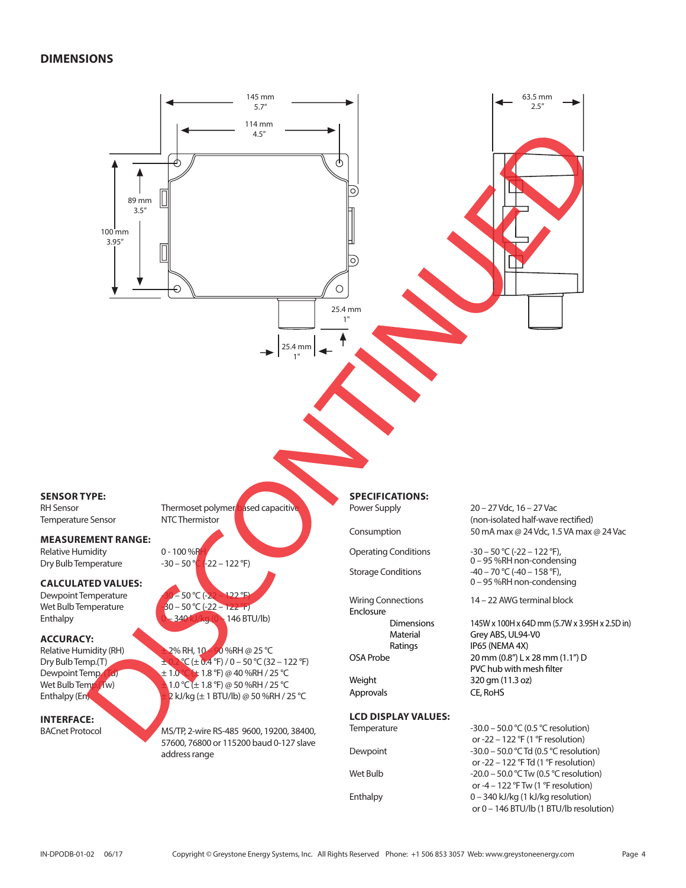## DIMENSIONS

145 mm
5.7"

114 mm
4.5"

63.5 mm
2.5"

89 mm
3.5"

100 mm
3.95"

25.4 mm
1"

25.4 mm
1"

DISCONTINUED

### SENSOR TYPE:

| | |
|---|---|
| RH Sensor | Thermoset polymer based capacitive |
| Temperature Sensor | NTC Thermistor |

### MEASUREMENT RANGE:

| | |
|---|---|
| Relative Humidity | 0 - 100 %RH |
| Dry Bulb Temperature | -30 – 50 °C (-22 – 122 °F) |

### CALCULATED VALUES:

| | |
|---|---|
| Dewpoint Temperature | -30 – 50 °C (-22 – 122 °F) |
| Wet Bulb Temperature | -30 – 50 °C (-22 – 122 °F) |
| Enthalpy | 0 – 340 kJ/kg (0 – 146 BTU/lb) |

### ACCURACY:

| | |
|---|---|
| Relative Humidity (RH) | ± 2% RH, 10 – 90 %RH @ 25 °C |
| Dry Bulb Temp.(T) | ± 0.2 °C (± 0.4 °F) / 0 – 50 °C (32 – 122 °F) |
| Dewpoint Temp. (Td) | ± 1.0 °C (± 1.8 °F) @ 40 %RH / 25 °C |
| Wet Bulb Temp. (Tw) | ± 1.0 °C (± 1.8 °F) @ 50 %RH / 25 °C |
| Enthalpy (En) | ± 2 kJ/kg (± 1 BTU/lb) @ 50 %RH / 25 °C |

### INTERFACE:

| | |
|---|---|
| BACnet Protocol | MS/TP, 2-wire RS-485 9600, 19200, 38400, 57600, 76800 or 115200 baud 0-127 slave address range |

### SPECIFICATIONS:

| | |
|---|---|
| Power Supply | 20 – 27 Vdc, 16 – 27 Vac (non-isolated half-wave rectified) |
| Consumption | 50 mA max @ 24 Vdc, 1.5 VA max @ 24 Vac |
| Operating Conditions | -30 – 50 °C (-22 – 122 °F), 0 – 95 %RH non-condensing |
| Storage Conditions | -40 – 70 °C (-40 – 158 °F), 0 – 95 %RH non-condensing |
| Wiring Connections | 14 – 22 AWG terminal block |
| Enclosure | |
| Dimensions | 145W x 100H x 64D mm (5.7W x 3.95H x 2.5D in) |
| Material | Grey ABS, UL94-V0 |
| Ratings | IP65 (NEMA 4X) |
| OSA Probe | 20 mm (0.8") L x 28 mm (1.1") D PVC hub with mesh filter |
| Weight | 320 gm (11.3 oz) |
| Approvals | CE, RoHS |

### LCD DISPLAY VALUES:

| | |
|---|---|
| Temperature | -30.0 – 50.0 °C (0.5 °C resolution) or -22 – 122 °F (1 °F resolution) |
| Dewpoint | -30.0 – 50.0 °C Td (0.5 °C resolution) or -22 – 122 °F Td (1 °F resolution) |
| Wet Bulb | -20.0 – 50.0 °C Tw (0.5 °C resolution) or -4 – 122 °F Tw (1 °F resolution) |
| Enthalpy | 0 – 340 kJ/kg (1 kJ/kg resolution) or 0 – 146 BTU/lb (1 BTU/lb resolution) |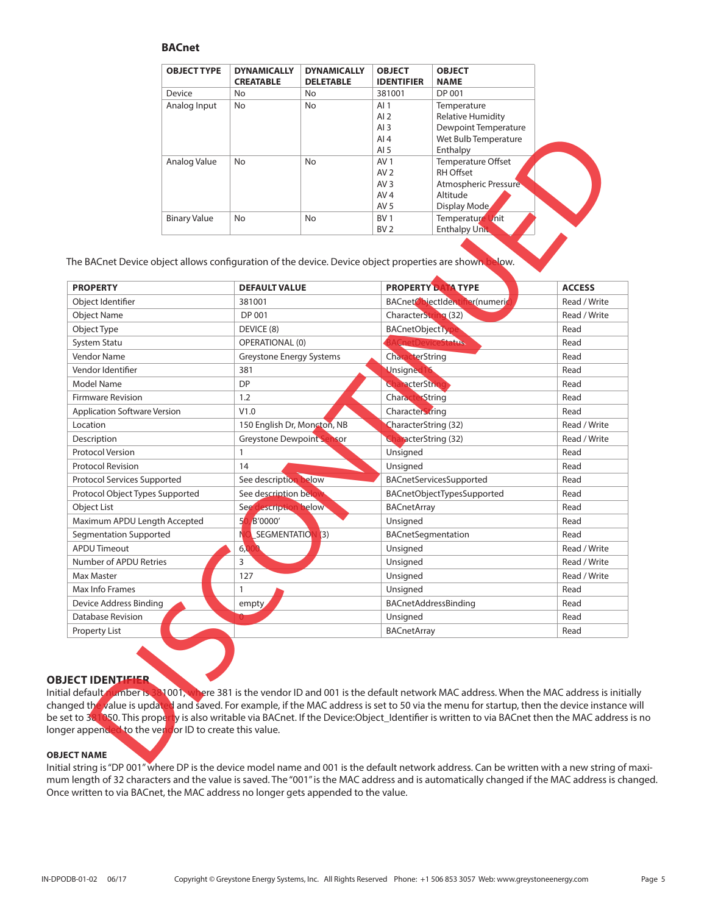## BACnet

| OBJECT TYPE | DYNAMICALLY CREATABLE | DYNAMICALLY DELETABLE | OBJECT IDENTIFIER | OBJECT NAME |
|---|---|---|---|---|
| Device | No | No | 381001 | DP 001 |
| Analog Input | No | No | AI 1<br>AI 2<br>AI 3<br>AI 4<br>AI 5 | Temperature<br>Relative Humidity<br>Dewpoint Temperature<br>Wet Bulb Temperature<br>Enthalpy |
| Analog Value | No | No | AV 1<br>AV 2<br>AV 3<br>AV 4<br>AV 5 | Temperature Offset<br>RH Offset<br>Atmospheric Pressure<br>Altitude<br>Display Mode |
| Binary Value | No | No | BV 1<br>BV 2 | Temperature Unit<br>Enthalpy Unit |

The BACnet Device object allows configuration of the device. Device object properties are shown below.

| PROPERTY | DEFAULT VALUE | PROPERTY DATA TYPE | ACCESS |
|---|---|---|---|
| Object Identifier | 381001 | BACnetObjectIdentifier(numeric) | Read / Write |
| Object Name | DP 001 | CharacterString (32) | Read / Write |
| Object Type | DEVICE (8) | BACnetObjectType | Read |
| System Statu | OPERATIONAL (0) | BACnetDeviceStatus | Read |
| Vendor Name | Greystone Energy Systems | CharacterString | Read |
| Vendor Identifier | 381 | Unsigned16 | Read |
| Model Name | DP | CharacterString | Read |
| Firmware Revision | 1.2 | CharacterString | Read |
| Application Software Version | V1.0 | CharacterString | Read |
| Location | 150 English Dr, Moncton, NB | CharacterString (32) | Read / Write |
| Description | Greystone Dewpoint Sensor | CharacterString (32) | Read / Write |
| Protocol Version | 1 | Unsigned | Read |
| Protocol Revision | 14 | Unsigned | Read |
| Protocol Services Supported | See description below | BACnetServicesSupported | Read |
| Protocol Object Types Supported | See description below | BACnetObjectTypesSupported | Read |
| Object List | See description below | BACnetArray | Read |
| Maximum APDU Length Accepted | 50, B'0000' | Unsigned | Read |
| Segmentation Supported | NO_SEGMENTATION (3) | BACnetSegmentation | Read |
| APDU Timeout | 6,000 | Unsigned | Read / Write |
| Number of APDU Retries | 3 | Unsigned | Read / Write |
| Max Master | 127 | Unsigned | Read / Write |
| Max Info Frames | 1 | Unsigned | Read |
| Device Address Binding | empty | BACnetAddressBinding | Read |
| Database Revision | 0 | Unsigned | Read |
| Property List | | BACnetArray | Read |

### OBJECT IDENTIFIER

Initial default number is 381001, where 381 is the vendor ID and 001 is the default network MAC address. When the MAC address is initially changed the value is updated and saved. For example, if the MAC address is set to 50 via the menu for startup, then the device instance will be set to 381050. This property is also writable via BACnet. If the Device:Object_Identifier is written to via BACnet then the MAC address is no longer appended to the vendor ID to create this value.

#### OBJECT NAME

Initial string is "DP 001" where DP is the device model name and 001 is the default network address. Can be written with a new string of maximum length of 32 characters and the value is saved. The "001" is the MAC address and is automatically changed if the MAC address is changed. Once written to via BACnet, the MAC address no longer gets appended to the value.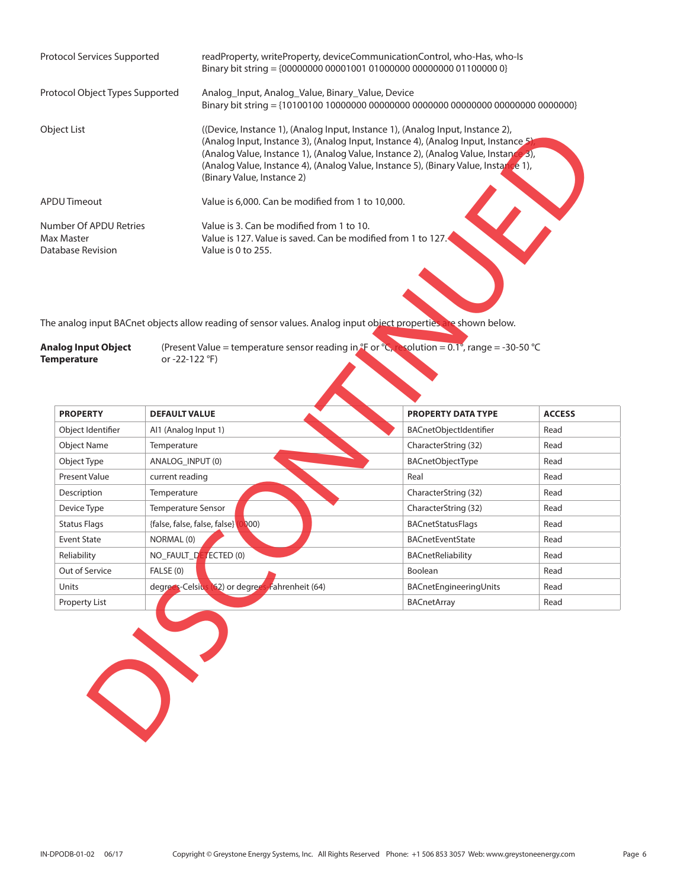| | |
|---|---|
| Protocol Services Supported | readProperty, writeProperty, deviceCommunicationControl, who-Has, who-Is<br>Binary bit string = {00000000 00001001 01000000 00000000 01100000 0} |
| Protocol Object Types Supported | Analog_Input, Analog_Value, Binary_Value, Device<br>Binary bit string = {10100100 10000000 00000000 0000000 00000000 00000000 0000000} |
| Object List | ((Device, Instance 1), (Analog Input, Instance 1), (Analog Input, Instance 2), (Analog Input, Instance 3), (Analog Input, Instance 4), (Analog Input, Instance 5), (Analog Value, Instance 1), (Analog Value, Instance 2), (Analog Value, Instance 3), (Analog Value, Instance 4), (Analog Value, Instance 5), (Binary Value, Instance 1), (Binary Value, Instance 2) |
| APDU Timeout | Value is 6,000. Can be modified from 1 to 10,000. |
| Number Of APDU Retries | Value is 3. Can be modified from 1 to 10. |
| Max Master | Value is 127. Value is saved. Can be modified from 1 to 127. |
| Database Revision | Value is 0 to 255. |

DISCONTINUED

The analog input BACnet objects allow reading of sensor values. Analog input object properties are shown below.

**Analog Input Object Temperature** (Present Value = temperature sensor reading in °F or °C, resolution = 0.1°, range = -30-50 °C or -22-122 °F)

| PROPERTY | DEFAULT VALUE | PROPERTY DATA TYPE | ACCESS |
|---|---|---|---|
| Object Identifier | AI1 (Analog Input 1) | BACnetObjectIdentifier | Read |
| Object Name | Temperature | CharacterString (32) | Read |
| Object Type | ANALOG_INPUT (0) | BACnetObjectType | Read |
| Present Value | current reading | Real | Read |
| Description | Temperature | CharacterString (32) | Read |
| Device Type | Temperature Sensor | CharacterString (32) | Read |
| Status Flags | {false, false, false, false} (0000) | BACnetStatusFlags | Read |
| Event State | NORMAL (0) | BACnetEventState | Read |
| Reliability | NO_FAULT_DETECTED (0) | BACnetReliability | Read |
| Out of Service | FALSE (0) | Boolean | Read |
| Units | degrees-Celsius (62) or degrees-Fahrenheit (64) | BACnetEngineeringUnits | Read |
| Property List | | BACnetArray | Read |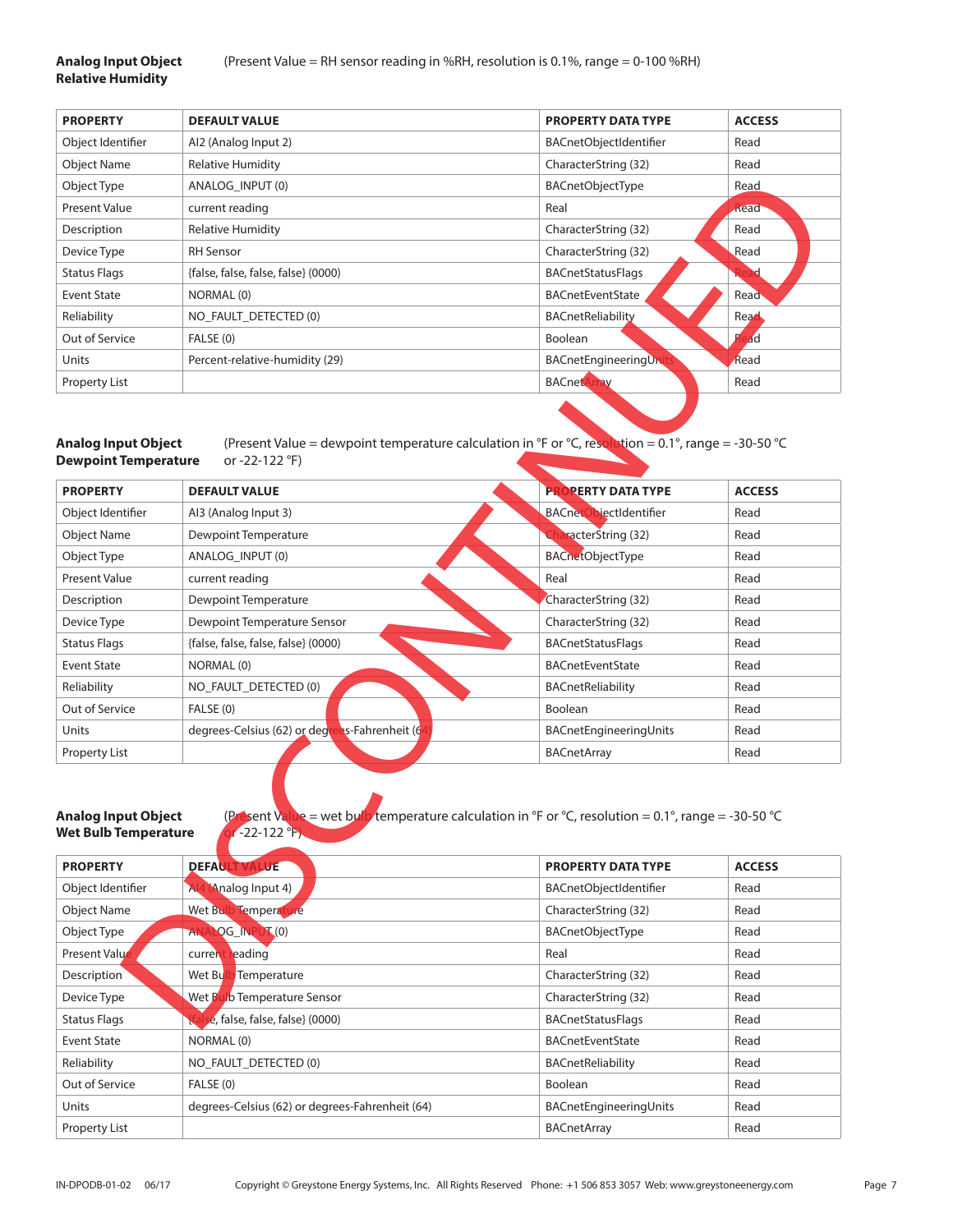**Analog Input Object Relative Humidity** (Present Value = RH sensor reading in %RH, resolution is 0.1%, range = 0-100 %RH)

| PROPERTY | DEFAULT VALUE | PROPERTY DATA TYPE | ACCESS |
|---|---|---|---|
| Object Identifier | AI2 (Analog Input 2) | BACnetObjectIdentifier | Read |
| Object Name | Relative Humidity | CharacterString (32) | Read |
| Object Type | ANALOG_INPUT (0) | BACnetObjectType | Read |
| Present Value | current reading | Real | Read |
| Description | Relative Humidity | CharacterString (32) | Read |
| Device Type | RH Sensor | CharacterString (32) | Read |
| Status Flags | {false, false, false, false} (0000) | BACnetStatusFlags | Read |
| Event State | NORMAL (0) | BACnetEventState | Read |
| Reliability | NO_FAULT_DETECTED (0) | BACnetReliability | Read |
| Out of Service | FALSE (0) | Boolean | Read |
| Units | Percent-relative-humidity (29) | BACnetEngineeringUnits | Read |
| Property List | | BACnetArray | Read |

**Analog Input Object Dewpoint Temperature** (Present Value = dewpoint temperature calculation in °F or °C, resolution = 0.1°, range = -30-50 °C or -22-122 °F)

| PROPERTY | DEFAULT VALUE | PROPERTY DATA TYPE | ACCESS |
|---|---|---|---|
| Object Identifier | AI3 (Analog Input 3) | BACnetObjectIdentifier | Read |
| Object Name | Dewpoint Temperature | CharacterString (32) | Read |
| Object Type | ANALOG_INPUT (0) | BACnetObjectType | Read |
| Present Value | current reading | Real | Read |
| Description | Dewpoint Temperature | CharacterString (32) | Read |
| Device Type | Dewpoint Temperature Sensor | CharacterString (32) | Read |
| Status Flags | {false, false, false, false} (0000) | BACnetStatusFlags | Read |
| Event State | NORMAL (0) | BACnetEventState | Read |
| Reliability | NO_FAULT_DETECTED (0) | BACnetReliability | Read |
| Out of Service | FALSE (0) | Boolean | Read |
| Units | degrees-Celsius (62) or degrees-Fahrenheit (64) | BACnetEngineeringUnits | Read |
| Property List | | BACnetArray | Read |

**Analog Input Object Wet Bulb Temperature** (Present Value = wet bulb temperature calculation in °F or °C, resolution = 0.1°, range = -30-50 °C or -22-122 °F)

| PROPERTY | DEFAULT VALUE | PROPERTY DATA TYPE | ACCESS |
|---|---|---|---|
| Object Identifier | AI4 (Analog Input 4) | BACnetObjectIdentifier | Read |
| Object Name | Wet Bulb Temperature | CharacterString (32) | Read |
| Object Type | ANALOG_INPUT (0) | BACnetObjectType | Read |
| Present Value | current reading | Real | Read |
| Description | Wet Bulb Temperature | CharacterString (32) | Read |
| Device Type | Wet Bulb Temperature Sensor | CharacterString (32) | Read |
| Status Flags | {false, false, false, false} (0000) | BACnetStatusFlags | Read |
| Event State | NORMAL (0) | BACnetEventState | Read |
| Reliability | NO_FAULT_DETECTED (0) | BACnetReliability | Read |
| Out of Service | FALSE (0) | Boolean | Read |
| Units | degrees-Celsius (62) or degrees-Fahrenheit (64) | BACnetEngineeringUnits | Read |
| Property List | | BACnetArray | Read |

DISCONTINUED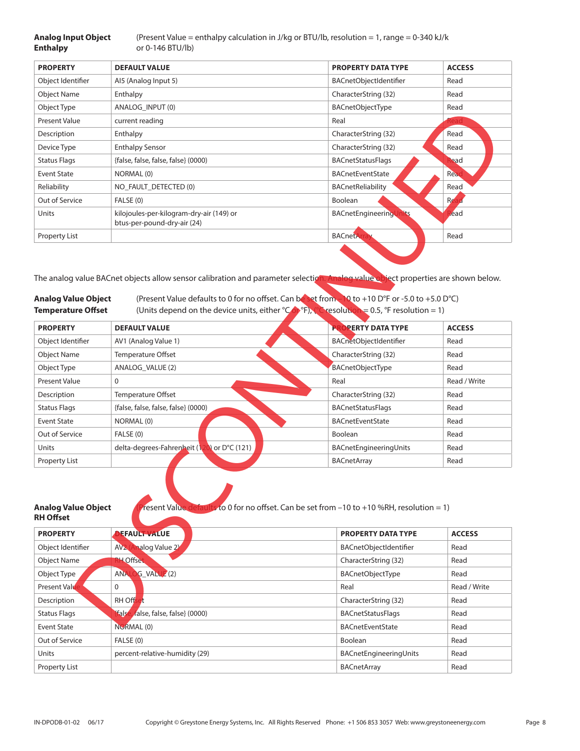**Analog Input Object Enthalpy** (Present Value = enthalpy calculation in J/kg or BTU/lb, resolution = 1, range = 0-340 kJ/kg or 0-146 BTU/lb)

| PROPERTY | DEFAULT VALUE | PROPERTY DATA TYPE | ACCESS |
|---|---|---|---|
| Object Identifier | AI5 (Analog Input 5) | BACnetObjectIdentifier | Read |
| Object Name | Enthalpy | CharacterString (32) | Read |
| Object Type | ANALOG_INPUT (0) | BACnetObjectType | Read |
| Present Value | current reading | Real | Read |
| Description | Enthalpy | CharacterString (32) | Read |
| Device Type | Enthalpy Sensor | CharacterString (32) | Read |
| Status Flags | {false, false, false, false} (0000) | BACnetStatusFlags | Read |
| Event State | NORMAL (0) | BACnetEventState | Read |
| Reliability | NO_FAULT_DETECTED (0) | BACnetReliability | Read |
| Out of Service | FALSE (0) | Boolean | Read |
| Units | kilojoules-per-kilogram-dry-air (149) or btus-per-pound-dry-air (24) | BACnetEngineeringUnits | Read |
| Property List | | BACnetArray | Read |

The analog value BACnet objects allow sensor calibration and parameter selection. Analog value object properties are shown below.

**Analog Value Object Temperature Offset** (Present Value defaults to 0 for no offset. Can be set from –10 to +10 D°F or -5.0 to +5.0 D°C) (Units depend on the device units, either °C or °F), (°C resolution = 0.5, °F resolution = 1)

| PROPERTY | DEFAULT VALUE | PROPERTY DATA TYPE | ACCESS |
|---|---|---|---|
| Object Identifier | AV1 (Analog Value 1) | BACnetObjectIdentifier | Read |
| Object Name | Temperature Offset | CharacterString (32) | Read |
| Object Type | ANALOG_VALUE (2) | BACnetObjectType | Read |
| Present Value | 0 | Real | Read / Write |
| Description | Temperature Offset | CharacterString (32) | Read |
| Status Flags | {false, false, false, false} (0000) | BACnetStatusFlags | Read |
| Event State | NORMAL (0) | BACnetEventState | Read |
| Out of Service | FALSE (0) | Boolean | Read |
| Units | delta-degrees-Fahrenheit (120) or D°C (121) | BACnetEngineeringUnits | Read |
| Property List | | BACnetArray | Read |

**Analog Value Object RH Offset** (Present Value defaults to 0 for no offset. Can be set from –10 to +10 %RH, resolution = 1)

| PROPERTY | DEFAULT VALUE | PROPERTY DATA TYPE | ACCESS |
|---|---|---|---|
| Object Identifier | AV2 (Analog Value 2) | BACnetObjectIdentifier | Read |
| Object Name | RH Offset | CharacterString (32) | Read |
| Object Type | ANALOG_VALUE (2) | BACnetObjectType | Read |
| Present Value | 0 | Real | Read / Write |
| Description | RH Offset | CharacterString (32) | Read |
| Status Flags | {false, false, false, false} (0000) | BACnetStatusFlags | Read |
| Event State | NORMAL (0) | BACnetEventState | Read |
| Out of Service | FALSE (0) | Boolean | Read |
| Units | percent-relative-humidity (29) | BACnetEngineeringUnits | Read |
| Property List | | BACnetArray | Read |

DISCONTINUED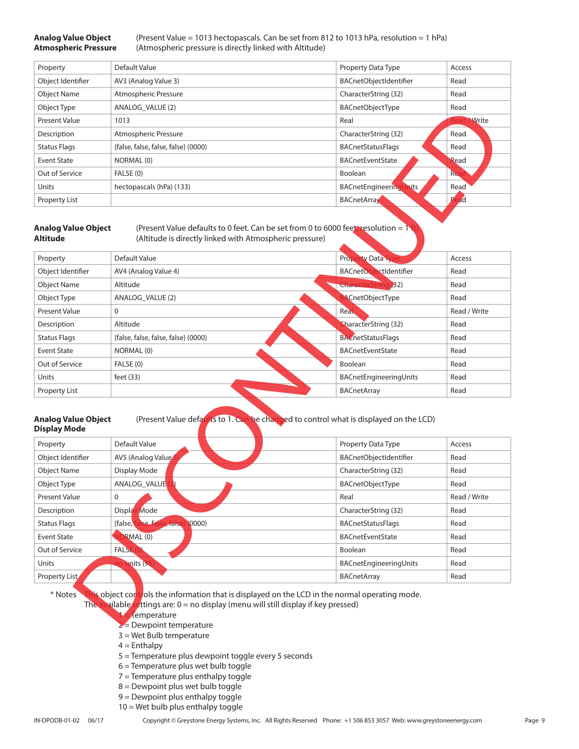**Analog Value Object Atmospheric Pressure**

(Present Value = 1013 hectopascals. Can be set from 812 to 1013 hPa, resolution = 1 hPa)
(Atmospheric pressure is directly linked with Altitude)

| Property | Default Value | Property Data Type | Access |
|---|---|---|---|
| Object Identifier | AV3 (Analog Value 3) | BACnetObjectIdentifier | Read |
| Object Name | Atmospheric Pressure | CharacterString (32) | Read |
| Object Type | ANALOG_VALUE (2) | BACnetObjectType | Read |
| Present Value | 1013 | Real | Read / Write |
| Description | Atmospheric Pressure | CharacterString (32) | Read |
| Status Flags | {false, false, false, false} (0000) | BACnetStatusFlags | Read |
| Event State | NORMAL (0) | BACnetEventState | Read |
| Out of Service | FALSE (0) | Boolean | Read |
| Units | hectopascals (hPa) (133) | BACnetEngineeringUnits | Read |
| Property List | | BACnetArray | Read |

**Analog Value Object Altitude**

(Present Value defaults to 0 feet. Can be set from 0 to 6000 feet, resolution = 1 ft)
(Altitude is directly linked with Atmospheric pressure)

| Property | Default Value | Property Data Type | Access |
|---|---|---|---|
| Object Identifier | AV4 (Analog Value 4) | BACnetObjectIdentifier | Read |
| Object Name | Altitude | CharacterString (32) | Read |
| Object Type | ANALOG_VALUE (2) | BACnetObjectType | Read |
| Present Value | 0 | Real | Read / Write |
| Description | Altitude | CharacterString (32) | Read |
| Status Flags | {false, false, false, false} (0000) | BACnetStatusFlags | Read |
| Event State | NORMAL (0) | BACnetEventState | Read |
| Out of Service | FALSE (0) | Boolean | Read |
| Units | feet (33) | BACnetEngineeringUnits | Read |
| Property List | | BACnetArray | Read |

**Analog Value Object Display Mode**

(Present Value defaults to 1. Can be changed to control what is displayed on the LCD)

| Property | Default Value | Property Data Type | Access |
|---|---|---|---|
| Object Identifier | AV5 (Analog Value 5) | BACnetObjectIdentifier | Read |
| Object Name | Display Mode | CharacterString (32) | Read |
| Object Type | ANALOG_VALUE (2) | BACnetObjectType | Read |
| Present Value | 0 | Real | Read / Write |
| Description | Display Mode | CharacterString (32) | Read |
| Status Flags | {false, false, false, false} (0000) | BACnetStatusFlags | Read |
| Event State | NORMAL (0) | BACnetEventState | Read |
| Out of Service | FALSE (0) | Boolean | Read |
| Units | no-units (95) | BACnetEngineeringUnits | Read |
| Property List | | BACnetArray | Read |

\* Notes This object controls the information that is displayed on the LCD in the normal operating mode.
The available settings are: 0 = no display (menu will still display if key pressed)

1 = Temperature
2 = Dewpoint temperature
3 = Wet Bulb temperature
4 = Enthalpy
5 = Temperature plus dewpoint toggle every 5 seconds
6 = Temperature plus wet bulb toggle
7 = Temperature plus enthalpy toggle
8 = Dewpoint plus wet bulb toggle
9 = Dewpoint plus enthalpy toggle
10 = Wet bulb plus enthalpy toggle

DISCONTINUED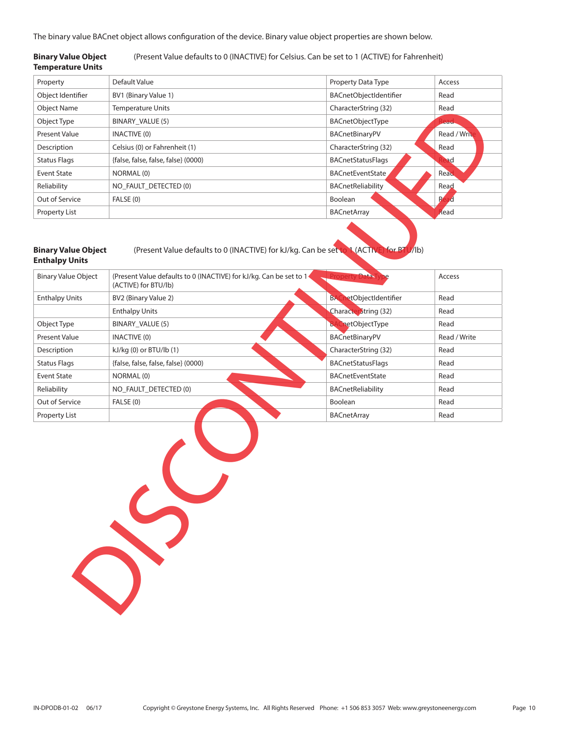The binary value BACnet object allows configuration of the device. Binary value object properties are shown below.

**Binary Value Object Temperature Units** (Present Value defaults to 0 (INACTIVE) for Celsius. Can be set to 1 (ACTIVE) for Fahrenheit)

| Property | Default Value | Property Data Type | Access |
|---|---|---|---|
| Object Identifier | BV1 (Binary Value 1) | BACnetObjectIdentifier | Read |
| Object Name | Temperature Units | CharacterString (32) | Read |
| Object Type | BINARY_VALUE (5) | BACnetObjectType | Read |
| Present Value | INACTIVE (0) | BACnetBinaryPV | Read / Write |
| Description | Celsius (0) or Fahrenheit (1) | CharacterString (32) | Read |
| Status Flags | {false, false, false, false} (0000) | BACnetStatusFlags | Read |
| Event State | NORMAL (0) | BACnetEventState | Read |
| Reliability | NO_FAULT_DETECTED (0) | BACnetReliability | Read |
| Out of Service | FALSE (0) | Boolean | Read |
| Property List | | BACnetArray | Read |

**Binary Value Object Enthalpy Units** (Present Value defaults to 0 (INACTIVE) for kJ/kg. Can be set to 1 (ACTIVE) for BTU/lb)

| Binary Value Object | (Present Value defaults to 0 (INACTIVE) for kJ/kg. Can be set to 1 (ACTIVE) for BTU/lb) | Property Data Type | Access |
|---|---|---|---|
| Enthalpy Units | BV2 (Binary Value 2) | BACnetObjectIdentifier | Read |
| | Enthalpy Units | CharacterString (32) | Read |
| Object Type | BINARY_VALUE (5) | BACnetObjectType | Read |
| Present Value | INACTIVE (0) | BACnetBinaryPV | Read / Write |
| Description | kJ/kg (0) or BTU/lb (1) | CharacterString (32) | Read |
| Status Flags | {false, false, false, false} (0000) | BACnetStatusFlags | Read |
| Event State | NORMAL (0) | BACnetEventState | Read |
| Reliability | NO_FAULT_DETECTED (0) | BACnetReliability | Read |
| Out of Service | FALSE (0) | Boolean | Read |
| Property List | | BACnetArray | Read |

DISCONTINUED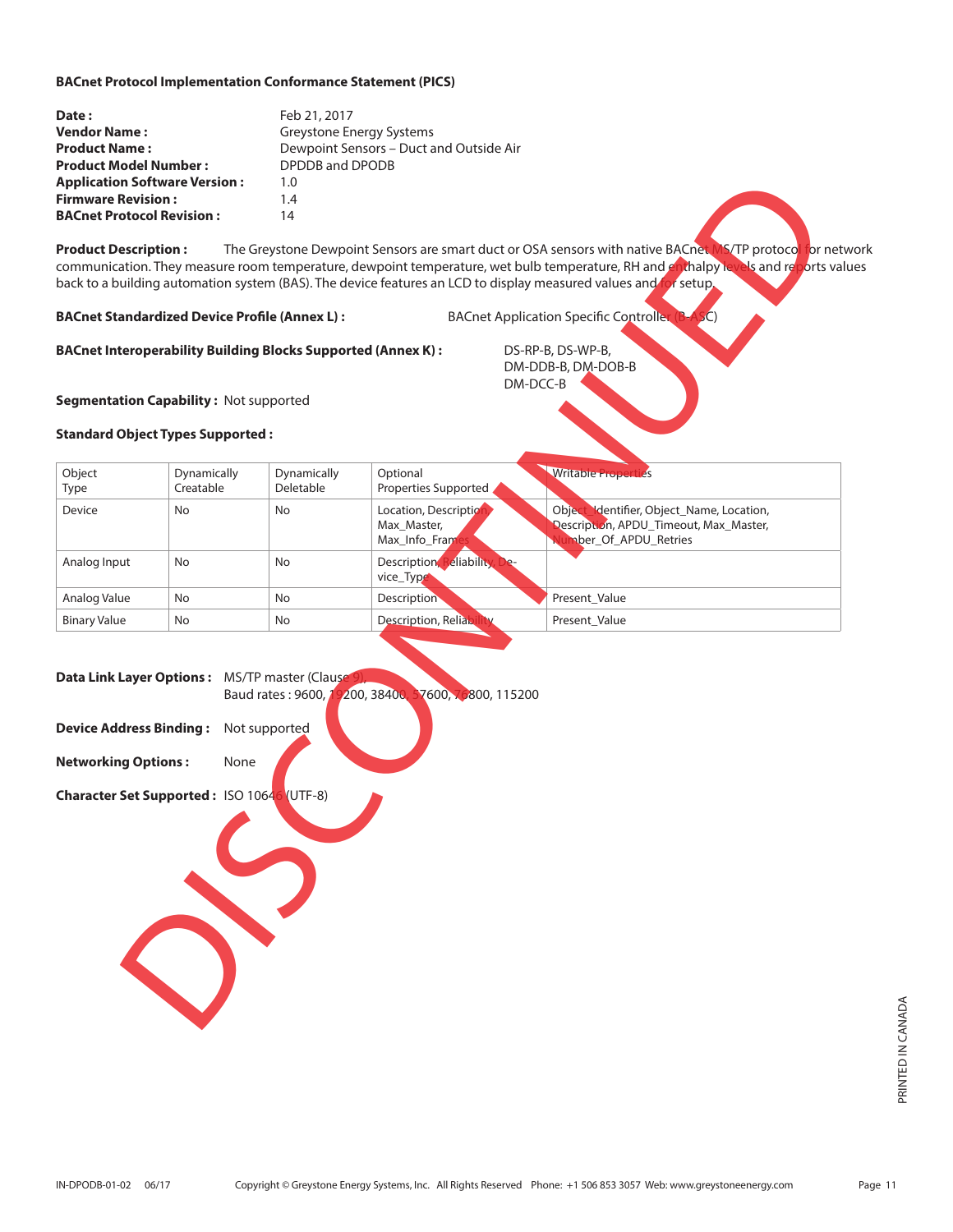**BACnet Protocol Implementation Conformance Statement (PICS)**

**Date :** Feb 21, 2017
**Vendor Name :** Greystone Energy Systems
**Product Name :** Dewpoint Sensors – Duct and Outside Air
**Product Model Number :** DPDDB and DPODB
**Application Software Version :** 1.0
**Firmware Revision :** 1.4
**BACnet Protocol Revision :** 14

**Product Description :** The Greystone Dewpoint Sensors are smart duct or OSA sensors with native BACnet MS/TP protocol for network communication. They measure room temperature, dewpoint temperature, wet bulb temperature, RH and enthalpy levels and reports values back to a building automation system (BAS). The device features an LCD to display measured values and for setup.

**BACnet Standardized Device Profile (Annex L) :** BACnet Application Specific Controller (B-ASC)

**BACnet Interoperability Building Blocks Supported (Annex K) :** DS-RP-B, DS-WP-B, DM-DDB-B, DM-DOB-B DM-DCC-B

**Segmentation Capability :** Not supported

**Standard Object Types Supported :**

| Object Type | Dynamically Creatable | Dynamically Deletable | Optional Properties Supported | Writable Properties |
|---|---|---|---|---|
| Device | No | No | Location, Description, Max_Master, Max_Info_Frames | Object_Identifier, Object_Name, Location, Description, APDU_Timeout, Max_Master, Number_Of_APDU_Retries |
| Analog Input | No | No | Description, Reliability, Device_Type | |
| Analog Value | No | No | Description | Present_Value |
| Binary Value | No | No | Description, Reliability | Present_Value |

**Data Link Layer Options :** MS/TP master (Clause 9), Baud rates : 9600, 19200, 38400, 57600, 76800, 115200

**Device Address Binding :** Not supported

**Networking Options :** None

**Character Set Supported :** ISO 10646 (UTF-8)

DISCONTINUED

PRINTED IN CANADA

IN-DPODB-01-02 06/17 Copyright © Greystone Energy Systems, Inc. All Rights Reserved Phone: +1 506 853 3057 Web: www.greystoneenergy.com